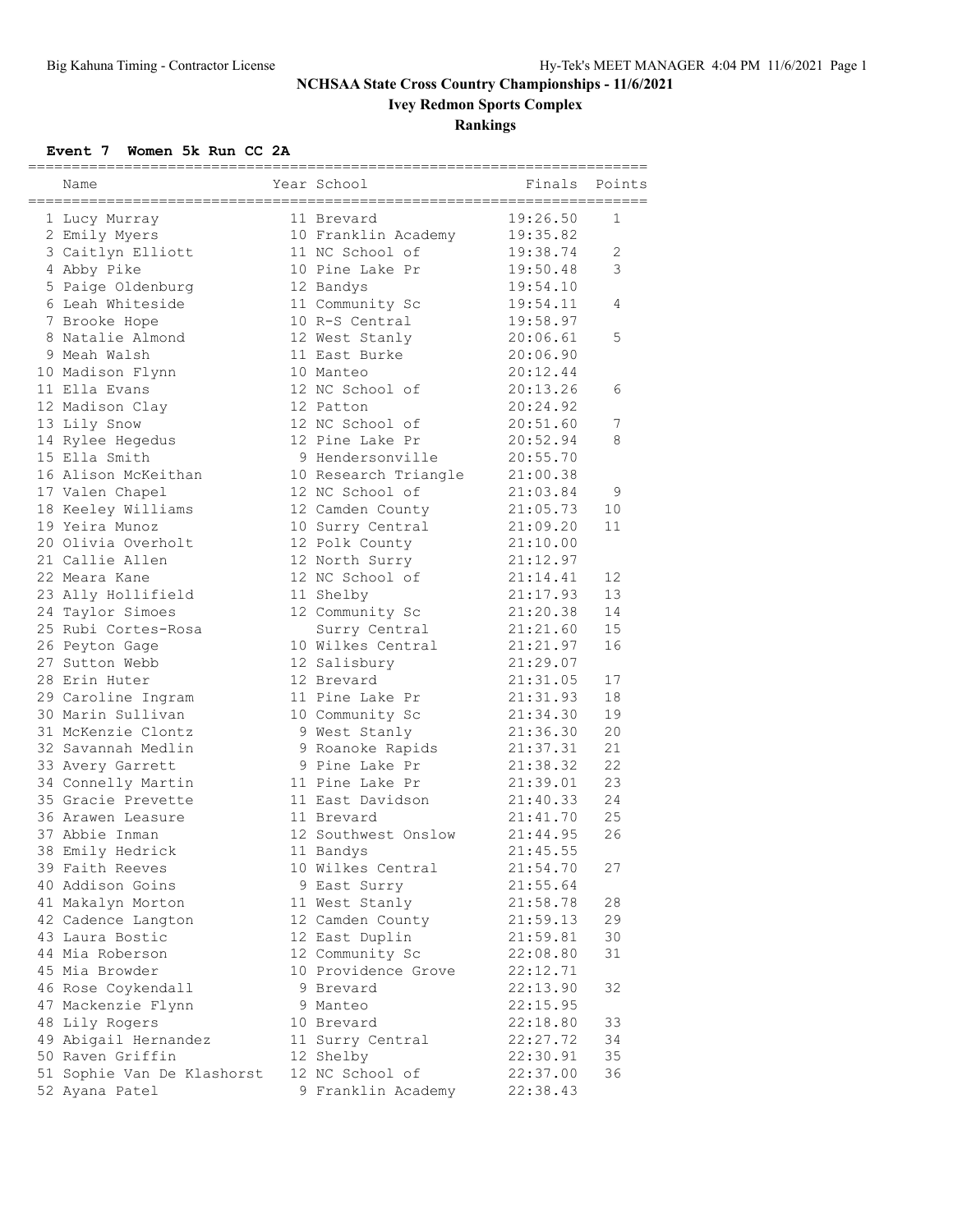# NCHSAA State Cross Country Championships - 11/6/2021

## Ivey Redmon Sports Complex

## Rankings

### Event 7 Women 5k Run CC 2A

| | Name | Year | School | Finals | Points |
|---|---|---|---|---|---|
| 1 | Lucy Murray | 11 | Brevard | 19:26.50 | 1 |
| 2 | Emily Myers | 10 | Franklin Academy | 19:35.82 | |
| 3 | Caitlyn Elliott | 11 | NC School of | 19:38.74 | 2 |
| 4 | Abby Pike | 10 | Pine Lake Pr | 19:50.48 | 3 |
| 5 | Paige Oldenburg | 12 | Bandys | 19:54.10 | |
| 6 | Leah Whiteside | 11 | Community Sc | 19:54.11 | 4 |
| 7 | Brooke Hope | 10 | R-S Central | 19:58.97 | |
| 8 | Natalie Almond | 12 | West Stanly | 20:06.61 | 5 |
| 9 | Meah Walsh | 11 | East Burke | 20:06.90 | |
| 10 | Madison Flynn | 10 | Manteo | 20:12.44 | |
| 11 | Ella Evans | 12 | NC School of | 20:13.26 | 6 |
| 12 | Madison Clay | 12 | Patton | 20:24.92 | |
| 13 | Lily Snow | 12 | NC School of | 20:51.60 | 7 |
| 14 | Rylee Hegedus | 12 | Pine Lake Pr | 20:52.94 | 8 |
| 15 | Ella Smith | 9 | Hendersonville | 20:55.70 | |
| 16 | Alison McKeithan | 10 | Research Triangle | 21:00.38 | |
| 17 | Valen Chapel | 12 | NC School of | 21:03.84 | 9 |
| 18 | Keeley Williams | 12 | Camden County | 21:05.73 | 10 |
| 19 | Yeira Munoz | 10 | Surry Central | 21:09.20 | 11 |
| 20 | Olivia Overholt | 12 | Polk County | 21:10.00 | |
| 21 | Callie Allen | 12 | North Surry | 21:12.97 | |
| 22 | Meara Kane | 12 | NC School of | 21:14.41 | 12 |
| 23 | Ally Hollifield | 11 | Shelby | 21:17.93 | 13 |
| 24 | Taylor Simoes | 12 | Community Sc | 21:20.38 | 14 |
| 25 | Rubi Cortes-Rosa | | Surry Central | 21:21.60 | 15 |
| 26 | Peyton Gage | 10 | Wilkes Central | 21:21.97 | 16 |
| 27 | Sutton Webb | 12 | Salisbury | 21:29.07 | |
| 28 | Erin Huter | 12 | Brevard | 21:31.05 | 17 |
| 29 | Caroline Ingram | 11 | Pine Lake Pr | 21:31.93 | 18 |
| 30 | Marin Sullivan | 10 | Community Sc | 21:34.30 | 19 |
| 31 | McKenzie Clontz | 9 | West Stanly | 21:36.30 | 20 |
| 32 | Savannah Medlin | 9 | Roanoke Rapids | 21:37.31 | 21 |
| 33 | Avery Garrett | 9 | Pine Lake Pr | 21:38.32 | 22 |
| 34 | Connelly Martin | 11 | Pine Lake Pr | 21:39.01 | 23 |
| 35 | Gracie Prevette | 11 | East Davidson | 21:40.33 | 24 |
| 36 | Arawen Leasure | 11 | Brevard | 21:41.70 | 25 |
| 37 | Abbie Inman | 12 | Southwest Onslow | 21:44.95 | 26 |
| 38 | Emily Hedrick | 11 | Bandys | 21:45.55 | |
| 39 | Faith Reeves | 10 | Wilkes Central | 21:54.70 | 27 |
| 40 | Addison Goins | 9 | East Surry | 21:55.64 | |
| 41 | Makalyn Morton | 11 | West Stanly | 21:58.78 | 28 |
| 42 | Cadence Langton | 12 | Camden County | 21:59.13 | 29 |
| 43 | Laura Bostic | 12 | East Duplin | 21:59.81 | 30 |
| 44 | Mia Roberson | 12 | Community Sc | 22:08.80 | 31 |
| 45 | Mia Browder | 10 | Providence Grove | 22:12.71 | |
| 46 | Rose Coykendall | 9 | Brevard | 22:13.90 | 32 |
| 47 | Mackenzie Flynn | 9 | Manteo | 22:15.95 | |
| 48 | Lily Rogers | 10 | Brevard | 22:18.80 | 33 |
| 49 | Abigail Hernandez | 11 | Surry Central | 22:27.72 | 34 |
| 50 | Raven Griffin | 12 | Shelby | 22:30.91 | 35 |
| 51 | Sophie Van De Klashorst | 12 | NC School of | 22:37.00 | 36 |
| 52 | Ayana Patel | 9 | Franklin Academy | 22:38.43 | |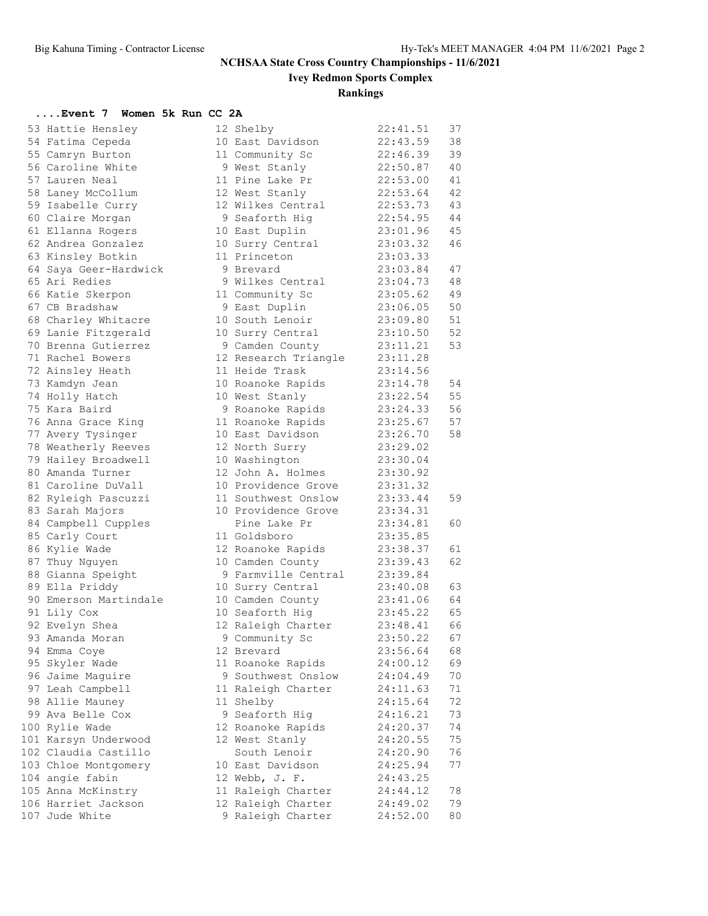# NCHSAA State Cross Country Championships - 11/6/2021

## Ivey Redmon Sports Complex

### Rankings

**....Event 7 Women 5k Run CC 2A**

| Place | Name | Yr | School | Time | Points |
|---|---|---|---|---|---|
| 53 | Hattie Hensley | 12 | Shelby | 22:41.51 | 37 |
| 54 | Fatima Cepeda | 10 | East Davidson | 22:43.59 | 38 |
| 55 | Camryn Burton | 11 | Community Sc | 22:46.39 | 39 |
| 56 | Caroline White | 9 | West Stanly | 22:50.87 | 40 |
| 57 | Lauren Neal | 11 | Pine Lake Pr | 22:53.00 | 41 |
| 58 | Laney McCollum | 12 | West Stanly | 22:53.64 | 42 |
| 59 | Isabelle Curry | 12 | Wilkes Central | 22:53.73 | 43 |
| 60 | Claire Morgan | 9 | Seaforth Hig | 22:54.95 | 44 |
| 61 | Ellanna Rogers | 10 | East Duplin | 23:01.96 | 45 |
| 62 | Andrea Gonzalez | 10 | Surry Central | 23:03.32 | 46 |
| 63 | Kinsley Botkin | 11 | Princeton | 23:03.33 | |
| 64 | Saya Geer-Hardwick | 9 | Brevard | 23:03.84 | 47 |
| 65 | Ari Redies | 9 | Wilkes Central | 23:04.73 | 48 |
| 66 | Katie Skerpon | 11 | Community Sc | 23:05.62 | 49 |
| 67 | CB Bradshaw | 9 | East Duplin | 23:06.05 | 50 |
| 68 | Charley Whitacre | 10 | South Lenoir | 23:09.80 | 51 |
| 69 | Lanie Fitzgerald | 10 | Surry Central | 23:10.50 | 52 |
| 70 | Brenna Gutierrez | 9 | Camden County | 23:11.21 | 53 |
| 71 | Rachel Bowers | 12 | Research Triangle | 23:11.28 | |
| 72 | Ainsley Heath | 11 | Heide Trask | 23:14.56 | |
| 73 | Kamdyn Jean | 10 | Roanoke Rapids | 23:14.78 | 54 |
| 74 | Holly Hatch | 10 | West Stanly | 23:22.54 | 55 |
| 75 | Kara Baird | 9 | Roanoke Rapids | 23:24.33 | 56 |
| 76 | Anna Grace King | 11 | Roanoke Rapids | 23:25.67 | 57 |
| 77 | Avery Tysinger | 10 | East Davidson | 23:26.70 | 58 |
| 78 | Weatherly Reeves | 12 | North Surry | 23:29.02 | |
| 79 | Hailey Broadwell | 10 | Washington | 23:30.04 | |
| 80 | Amanda Turner | 12 | John A. Holmes | 23:30.92 | |
| 81 | Caroline DuVall | 10 | Providence Grove | 23:31.32 | |
| 82 | Ryleigh Pascuzzi | 11 | Southwest Onslow | 23:33.44 | 59 |
| 83 | Sarah Majors | 10 | Providence Grove | 23:34.31 | |
| 84 | Campbell Cupples | | Pine Lake Pr | 23:34.81 | 60 |
| 85 | Carly Court | 11 | Goldsboro | 23:35.85 | |
| 86 | Kylie Wade | 12 | Roanoke Rapids | 23:38.37 | 61 |
| 87 | Thuy Nguyen | 10 | Camden County | 23:39.43 | 62 |
| 88 | Gianna Speight | 9 | Farmville Central | 23:39.84 | |
| 89 | Ella Priddy | 10 | Surry Central | 23:40.08 | 63 |
| 90 | Emerson Martindale | 10 | Camden County | 23:41.06 | 64 |
| 91 | Lily Cox | 10 | Seaforth Hig | 23:45.22 | 65 |
| 92 | Evelyn Shea | 12 | Raleigh Charter | 23:48.41 | 66 |
| 93 | Amanda Moran | 9 | Community Sc | 23:50.22 | 67 |
| 94 | Emma Coye | 12 | Brevard | 23:56.64 | 68 |
| 95 | Skyler Wade | 11 | Roanoke Rapids | 24:00.12 | 69 |
| 96 | Jaime Maguire | 9 | Southwest Onslow | 24:04.49 | 70 |
| 97 | Leah Campbell | 11 | Raleigh Charter | 24:11.63 | 71 |
| 98 | Allie Mauney | 11 | Shelby | 24:15.64 | 72 |
| 99 | Ava Belle Cox | 9 | Seaforth Hig | 24:16.21 | 73 |
| 100 | Rylie Wade | 12 | Roanoke Rapids | 24:20.37 | 74 |
| 101 | Karsyn Underwood | 12 | West Stanly | 24:20.55 | 75 |
| 102 | Claudia Castillo | | South Lenoir | 24:20.90 | 76 |
| 103 | Chloe Montgomery | 10 | East Davidson | 24:25.94 | 77 |
| 104 | angie fabin | 12 | Webb, J. F. | 24:43.25 | |
| 105 | Anna McKinstry | 11 | Raleigh Charter | 24:44.12 | 78 |
| 106 | Harriet Jackson | 12 | Raleigh Charter | 24:49.02 | 79 |
| 107 | Jude White | 9 | Raleigh Charter | 24:52.00 | 80 |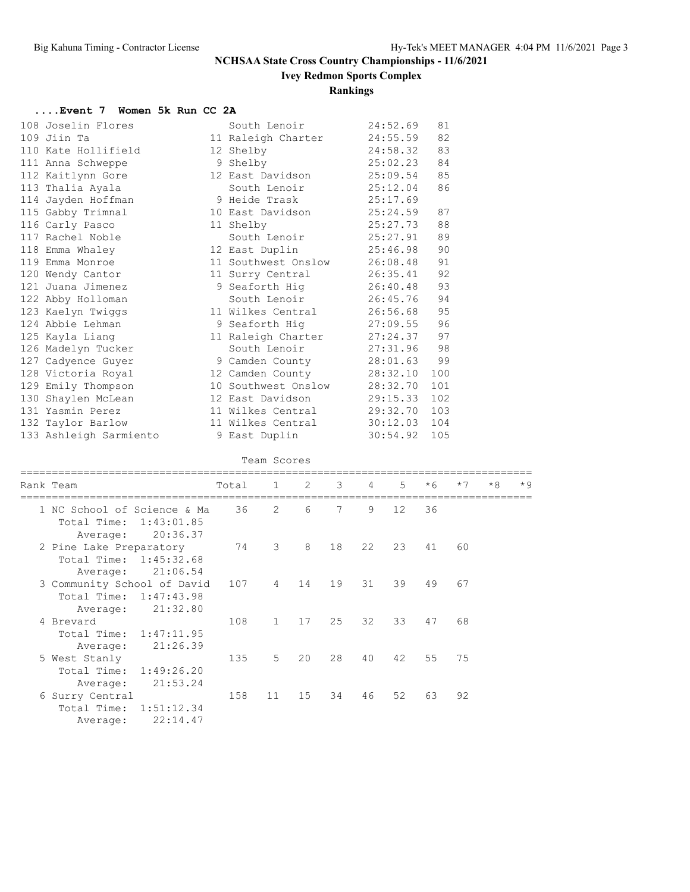# NCHSAA State Cross Country Championships - 11/6/2021

## Ivey Redmon Sports Complex

### Rankings

#### ....Event 7 Women 5k Run CC 2A

| Place | Name | Yr | School | Time | Points |
|---|---|---|---|---|---|
| 108 | Joselin Flores | | South Lenoir | 24:52.69 | 81 |
| 109 | Jiin Ta | 11 | Raleigh Charter | 24:55.59 | 82 |
| 110 | Kate Hollifield | 12 | Shelby | 24:58.32 | 83 |
| 111 | Anna Schweppe | 9 | Shelby | 25:02.23 | 84 |
| 112 | Kaitlynn Gore | 12 | East Davidson | 25:09.54 | 85 |
| 113 | Thalia Ayala | | South Lenoir | 25:12.04 | 86 |
| 114 | Jayden Hoffman | 9 | Heide Trask | 25:17.69 | |
| 115 | Gabby Trimnal | 10 | East Davidson | 25:24.59 | 87 |
| 116 | Carly Pasco | 11 | Shelby | 25:27.73 | 88 |
| 117 | Rachel Noble | | South Lenoir | 25:27.91 | 89 |
| 118 | Emma Whaley | 12 | East Duplin | 25:46.98 | 90 |
| 119 | Emma Monroe | 11 | Southwest Onslow | 26:08.48 | 91 |
| 120 | Wendy Cantor | 11 | Surry Central | 26:35.41 | 92 |
| 121 | Juana Jimenez | 9 | Seaforth Hig | 26:40.48 | 93 |
| 122 | Abby Holloman | | South Lenoir | 26:45.76 | 94 |
| 123 | Kaelyn Twiggs | 11 | Wilkes Central | 26:56.68 | 95 |
| 124 | Abbie Lehman | 9 | Seaforth Hig | 27:09.55 | 96 |
| 125 | Kayla Liang | 11 | Raleigh Charter | 27:24.37 | 97 |
| 126 | Madelyn Tucker | | South Lenoir | 27:31.96 | 98 |
| 127 | Cadyence Guyer | 9 | Camden County | 28:01.63 | 99 |
| 128 | Victoria Royal | 12 | Camden County | 28:32.10 | 100 |
| 129 | Emily Thompson | 10 | Southwest Onslow | 28:32.70 | 101 |
| 130 | Shaylen McLean | 12 | East Davidson | 29:15.33 | 102 |
| 131 | Yasmin Perez | 11 | Wilkes Central | 29:32.70 | 103 |
| 132 | Taylor Barlow | 11 | Wilkes Central | 30:12.03 | 104 |
| 133 | Ashleigh Sarmiento | 9 | East Duplin | 30:54.92 | 105 |

#### Team Scores

| Rank | Team | Total | 1 | 2 | 3 | 4 | 5 | *6 | *7 | *8 | *9 |
|---|---|---|---|---|---|---|---|---|---|---|---|
| 1 | NC School of Science & Ma | 36 | 2 | 6 | 7 | 9 | 12 | 36 | | | |
| | Total Time: 1:43:01.85 | | | | | | | | | | |
| | Average: 20:36.37 | | | | | | | | | | |
| 2 | Pine Lake Preparatory | 74 | 3 | 8 | 18 | 22 | 23 | 41 | 60 | | |
| | Total Time: 1:45:32.68 | | | | | | | | | | |
| | Average: 21:06.54 | | | | | | | | | | |
| 3 | Community School of David | 107 | 4 | 14 | 19 | 31 | 39 | 49 | 67 | | |
| | Total Time: 1:47:43.98 | | | | | | | | | | |
| | Average: 21:32.80 | | | | | | | | | | |
| 4 | Brevard | 108 | 1 | 17 | 25 | 32 | 33 | 47 | 68 | | |
| | Total Time: 1:47:11.95 | | | | | | | | | | |
| | Average: 21:26.39 | | | | | | | | | | |
| 5 | West Stanly | 135 | 5 | 20 | 28 | 40 | 42 | 55 | 75 | | |
| | Total Time: 1:49:26.20 | | | | | | | | | | |
| | Average: 21:53.24 | | | | | | | | | | |
| 6 | Surry Central | 158 | 11 | 15 | 34 | 46 | 52 | 63 | 92 | | |
| | Total Time: 1:51:12.34 | | | | | | | | | | |
| | Average: 22:14.47 | | | | | | | | | | |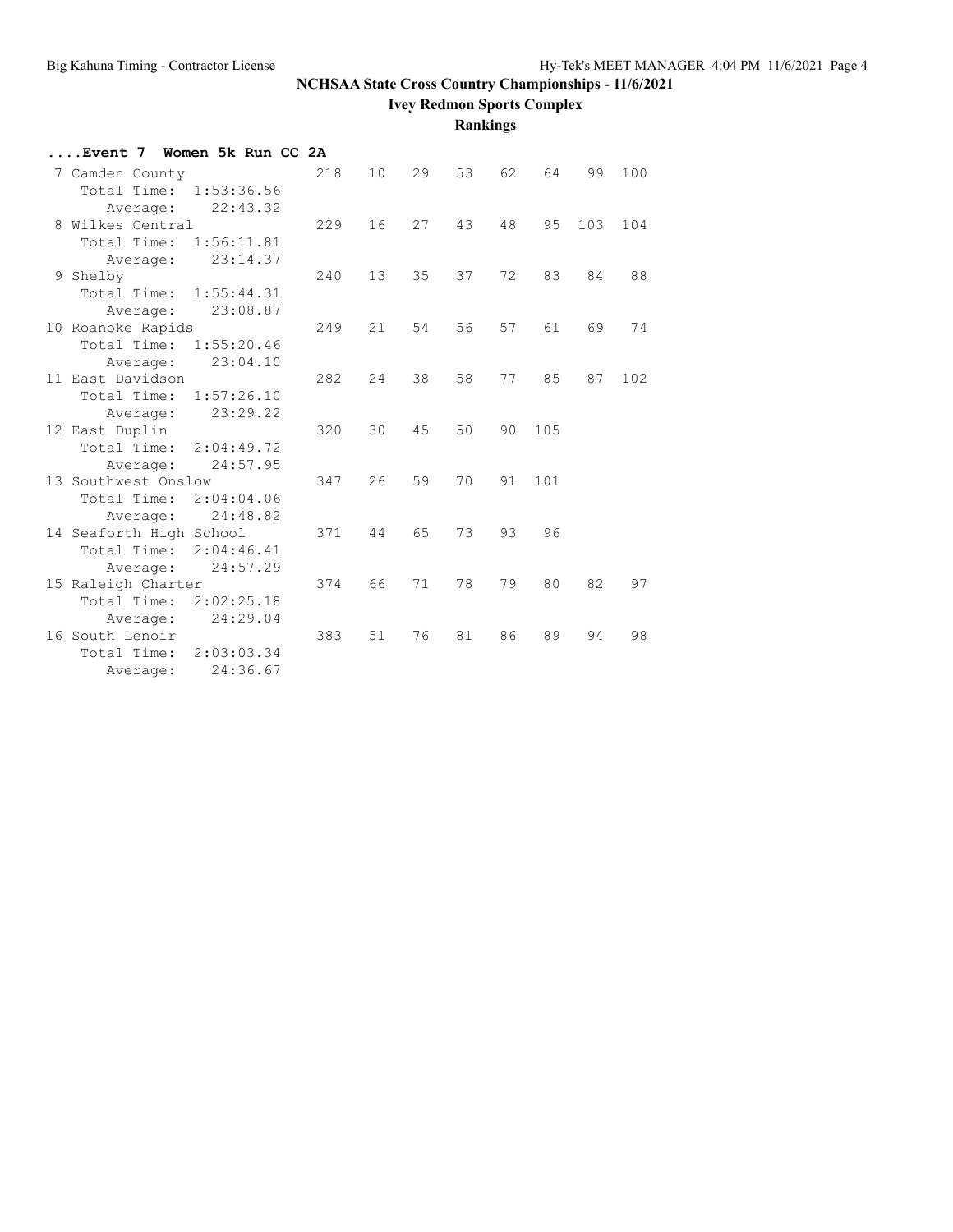NCHSAA State Cross Country Championships - 11/6/2021

Ivey Redmon Sports Complex

Rankings

**....Event 7 Women 5k Run CC 2A**

| | | | | | | | | |
|---|---|---|---|---|---|---|---|---|
| 7 Camden County | 218 | 10 | 29 | 53 | 62 | 64 | 99 | 100 |
| Total Time: 1:53:36.56 | | | | | | | | |
| Average: 22:43.32 | | | | | | | | |
| 8 Wilkes Central | 229 | 16 | 27 | 43 | 48 | 95 | 103 | 104 |
| Total Time: 1:56:11.81 | | | | | | | | |
| Average: 23:14.37 | | | | | | | | |
| 9 Shelby | 240 | 13 | 35 | 37 | 72 | 83 | 84 | 88 |
| Total Time: 1:55:44.31 | | | | | | | | |
| Average: 23:08.87 | | | | | | | | |
| 10 Roanoke Rapids | 249 | 21 | 54 | 56 | 57 | 61 | 69 | 74 |
| Total Time: 1:55:20.46 | | | | | | | | |
| Average: 23:04.10 | | | | | | | | |
| 11 East Davidson | 282 | 24 | 38 | 58 | 77 | 85 | 87 | 102 |
| Total Time: 1:57:26.10 | | | | | | | | |
| Average: 23:29.22 | | | | | | | | |
| 12 East Duplin | 320 | 30 | 45 | 50 | 90 | 105 | | |
| Total Time: 2:04:49.72 | | | | | | | | |
| Average: 24:57.95 | | | | | | | | |
| 13 Southwest Onslow | 347 | 26 | 59 | 70 | 91 | 101 | | |
| Total Time: 2:04:04.06 | | | | | | | | |
| Average: 24:48.82 | | | | | | | | |
| 14 Seaforth High School | 371 | 44 | 65 | 73 | 93 | 96 | | |
| Total Time: 2:04:46.41 | | | | | | | | |
| Average: 24:57.29 | | | | | | | | |
| 15 Raleigh Charter | 374 | 66 | 71 | 78 | 79 | 80 | 82 | 97 |
| Total Time: 2:02:25.18 | | | | | | | | |
| Average: 24:29.04 | | | | | | | | |
| 16 South Lenoir | 383 | 51 | 76 | 81 | 86 | 89 | 94 | 98 |
| Total Time: 2:03:03.34 | | | | | | | | |
| Average: 24:36.67 | | | | | | | | |